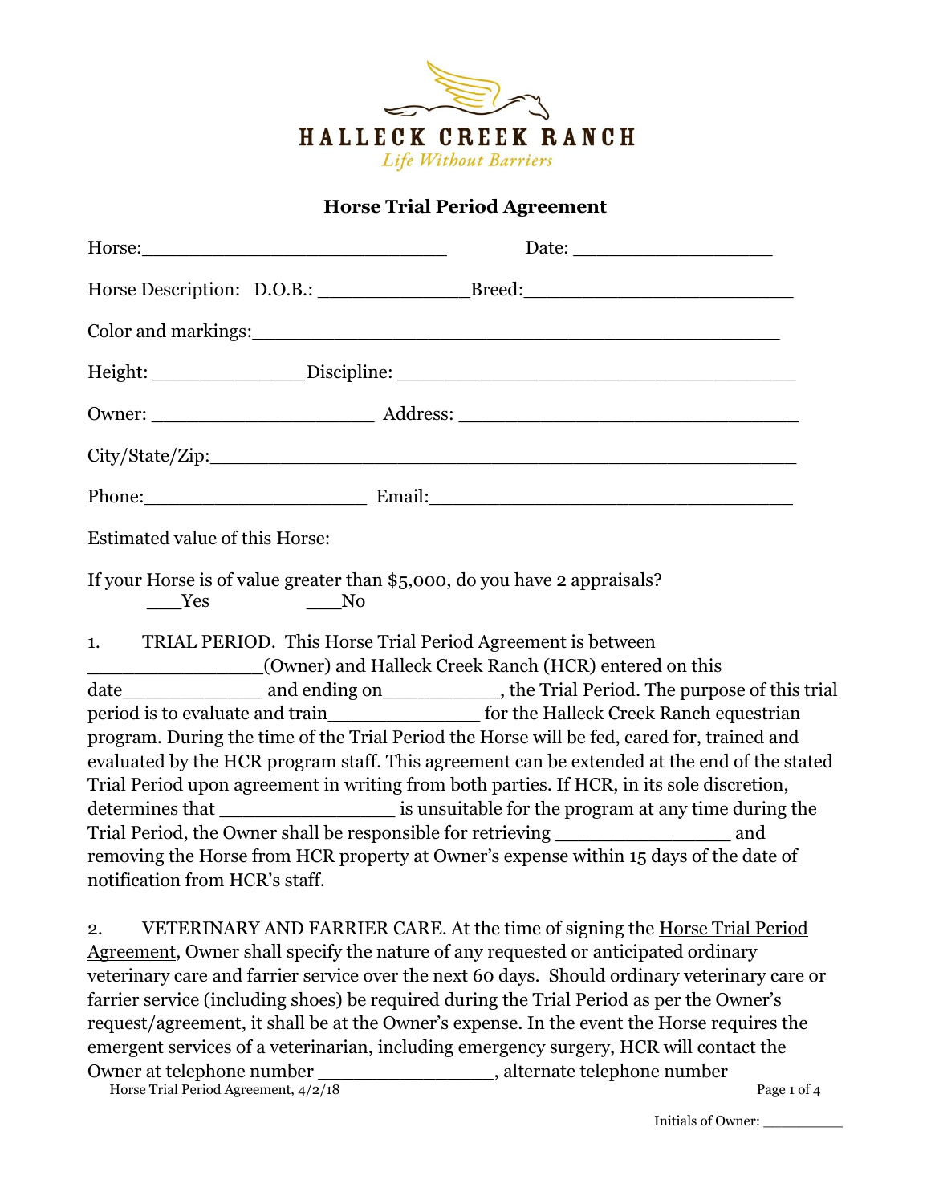HALLECK CREEK RANCH

*Life Without Barriers*

## Horse Trial Period Agreement

Horse:____________________________ Date: __________________

Horse Description: D.O.B.: ______________Breed:_________________________

Color and markings:_________________________________________________

Height: ______________Discipline: ___________________________________

Owner: _____________________ Address: _______________________________

City/State/Zip:________________________________________________________

Phone:_____________________ Email:___________________________________

Estimated value of this Horse:

If your Horse is of value greater than $5,000, do you have 2 appraisals?

___Yes ___No

1. TRIAL PERIOD. This Horse Trial Period Agreement is between ________________(Owner) and Halleck Creek Ranch (HCR) entered on this date_____________ and ending on___________, the Trial Period. The purpose of this trial period is to evaluate and train______________ for the Halleck Creek Ranch equestrian program. During the time of the Trial Period the Horse will be fed, cared for, trained and evaluated by the HCR program staff. This agreement can be extended at the end of the stated Trial Period upon agreement in writing from both parties. If HCR, in its sole discretion, determines that ________________ is unsuitable for the program at any time during the Trial Period, the Owner shall be responsible for retrieving ________________ and removing the Horse from HCR property at Owner's expense within 15 days of the date of notification from HCR's staff.

2. VETERINARY AND FARRIER CARE. At the time of signing the Horse Trial Period Agreement, Owner shall specify the nature of any requested or anticipated ordinary veterinary care and farrier service over the next 60 days. Should ordinary veterinary care or farrier service (including shoes) be required during the Trial Period as per the Owner's request/agreement, it shall be at the Owner's expense. In the event the Horse requires the emergent services of a veterinarian, including emergency surgery, HCR will contact the Owner at telephone number ________________, alternate telephone number

Horse Trial Period Agreement, 4/2/18

Initials of Owner: __________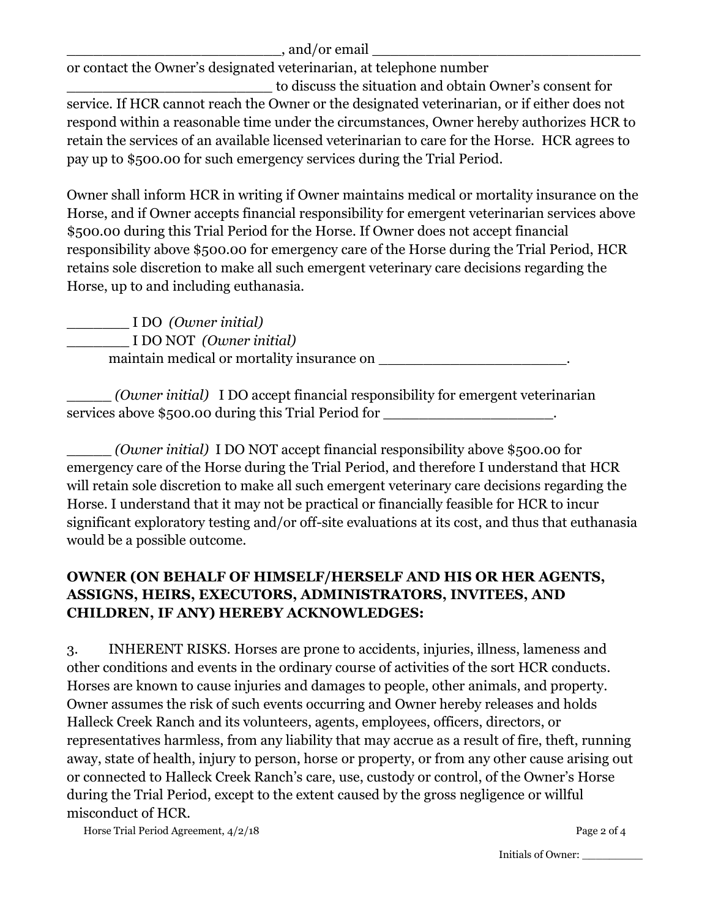________________________, and/or email _______________________________
or contact the Owner's designated veterinarian, at telephone number
______________________ to discuss the situation and obtain Owner's consent for service. If HCR cannot reach the Owner or the designated veterinarian, or if either does not respond within a reasonable time under the circumstances, Owner hereby authorizes HCR to retain the services of an available licensed veterinarian to care for the Horse. HCR agrees to pay up to $500.00 for such emergency services during the Trial Period.

Owner shall inform HCR in writing if Owner maintains medical or mortality insurance on the Horse, and if Owner accepts financial responsibility for emergent veterinarian services above $500.00 during this Trial Period for the Horse. If Owner does not accept financial responsibility above $500.00 for emergency care of the Horse during the Trial Period, HCR retains sole discretion to make all such emergent veterinary care decisions regarding the Horse, up to and including euthanasia.

_______ I DO *(Owner initial)*
_______ I DO NOT *(Owner initial)*
maintain medical or mortality insurance on _____________________.

_____ *(Owner initial)* I DO accept financial responsibility for emergent veterinarian services above $500.00 during this Trial Period for ___________________.

_____ *(Owner initial)* I DO NOT accept financial responsibility above $500.00 for emergency care of the Horse during the Trial Period, and therefore I understand that HCR will retain sole discretion to make all such emergent veterinary care decisions regarding the Horse. I understand that it may not be practical or financially feasible for HCR to incur significant exploratory testing and/or off-site evaluations at its cost, and thus that euthanasia would be a possible outcome.

**OWNER (ON BEHALF OF HIMSELF/HERSELF AND HIS OR HER AGENTS, ASSIGNS, HEIRS, EXECUTORS, ADMINISTRATORS, INVITEES, AND CHILDREN, IF ANY) HEREBY ACKNOWLEDGES:**

3. INHERENT RISKS. Horses are prone to accidents, injuries, illness, lameness and other conditions and events in the ordinary course of activities of the sort HCR conducts. Horses are known to cause injuries and damages to people, other animals, and property. Owner assumes the risk of such events occurring and Owner hereby releases and holds Halleck Creek Ranch and its volunteers, agents, employees, officers, directors, or representatives harmless, from any liability that may accrue as a result of fire, theft, running away, state of health, injury to person, horse or property, or from any other cause arising out or connected to Halleck Creek Ranch's care, use, custody or control, of the Owner's Horse during the Trial Period, except to the extent caused by the gross negligence or willful misconduct of HCR.

Initials of Owner: _________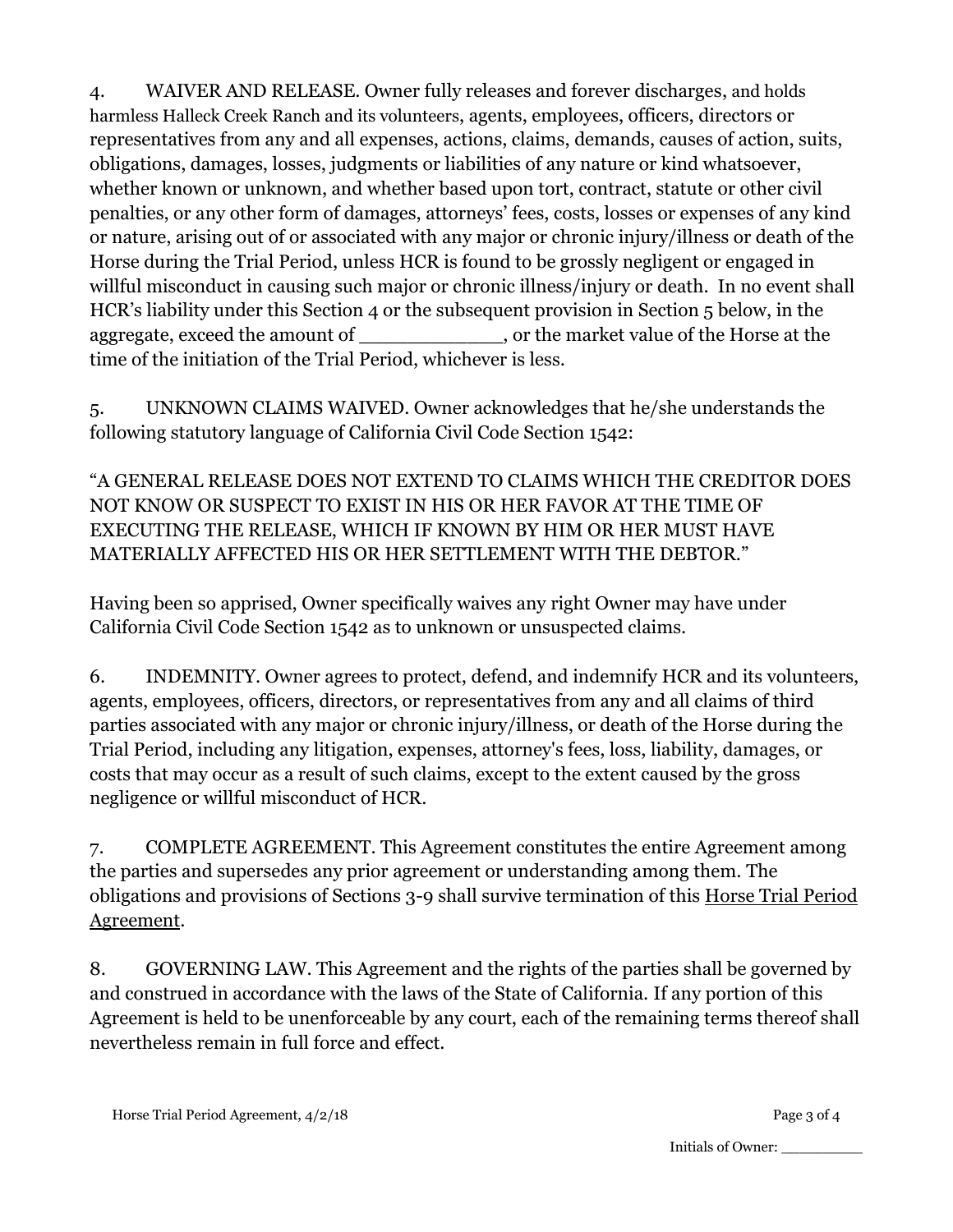4. WAIVER AND RELEASE. Owner fully releases and forever discharges, and holds harmless Halleck Creek Ranch and its volunteers, agents, employees, officers, directors or representatives from any and all expenses, actions, claims, demands, causes of action, suits, obligations, damages, losses, judgments or liabilities of any nature or kind whatsoever, whether known or unknown, and whether based upon tort, contract, statute or other civil penalties, or any other form of damages, attorneys' fees, costs, losses or expenses of any kind or nature, arising out of or associated with any major or chronic injury/illness or death of the Horse during the Trial Period, unless HCR is found to be grossly negligent or engaged in willful misconduct in causing such major or chronic illness/injury or death. In no event shall HCR's liability under this Section 4 or the subsequent provision in Section 5 below, in the aggregate, exceed the amount of ____________, or the market value of the Horse at the time of the initiation of the Trial Period, whichever is less.

5. UNKNOWN CLAIMS WAIVED. Owner acknowledges that he/she understands the following statutory language of California Civil Code Section 1542:

"A GENERAL RELEASE DOES NOT EXTEND TO CLAIMS WHICH THE CREDITOR DOES NOT KNOW OR SUSPECT TO EXIST IN HIS OR HER FAVOR AT THE TIME OF EXECUTING THE RELEASE, WHICH IF KNOWN BY HIM OR HER MUST HAVE MATERIALLY AFFECTED HIS OR HER SETTLEMENT WITH THE DEBTOR."

Having been so apprised, Owner specifically waives any right Owner may have under California Civil Code Section 1542 as to unknown or unsuspected claims.

6. INDEMNITY. Owner agrees to protect, defend, and indemnify HCR and its volunteers, agents, employees, officers, directors, or representatives from any and all claims of third parties associated with any major or chronic injury/illness, or death of the Horse during the Trial Period, including any litigation, expenses, attorney's fees, loss, liability, damages, or costs that may occur as a result of such claims, except to the extent caused by the gross negligence or willful misconduct of HCR.

7. COMPLETE AGREEMENT. This Agreement constitutes the entire Agreement among the parties and supersedes any prior agreement or understanding among them. The obligations and provisions of Sections 3-9 shall survive termination of this Horse Trial Period Agreement.

8. GOVERNING LAW. This Agreement and the rights of the parties shall be governed by and construed in accordance with the laws of the State of California. If any portion of this Agreement is held to be unenforceable by any court, each of the remaining terms thereof shall nevertheless remain in full force and effect.

Initials of Owner: _________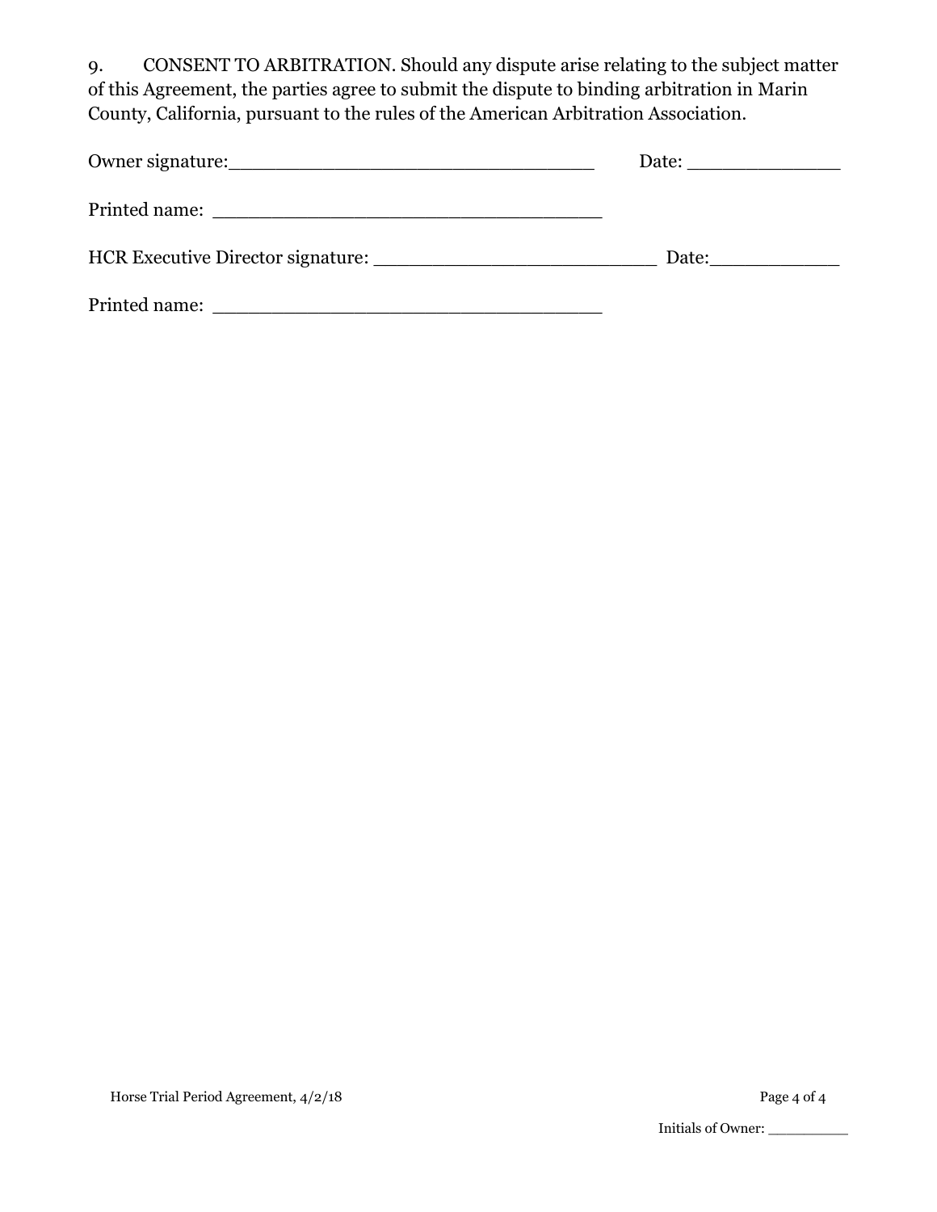9. CONSENT TO ARBITRATION. Should any dispute arise relating to the subject matter of this Agreement, the parties agree to submit the dispute to binding arbitration in Marin County, California, pursuant to the rules of the American Arbitration Association.

Owner signature:_________________________________ Date: ______________

Printed name: __________________________________

HCR Executive Director signature: _________________________ Date:___________

Printed name: __________________________________

Initials of Owner: _________